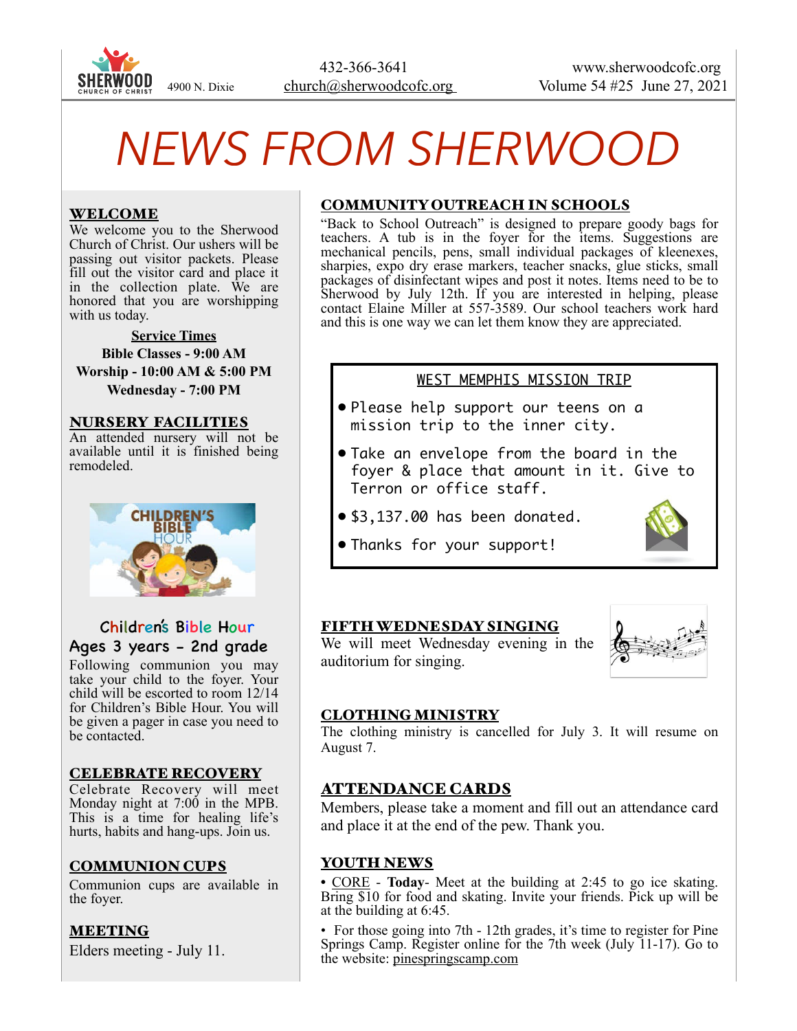SHERWOOD CHURCH OF CHRIST 4900 N. Dixie

432-366-3641
church@sherwoodcofc.org

www.sherwoodcofc.org
Volume 54 #25 June 27, 2021

# NEWS FROM SHERWOOD

## WELCOME

We welcome you to the Sherwood Church of Christ. Our ushers will be passing out visitor packets. Please fill out the visitor card and place it in the collection plate. We are honored that you are worshipping with us today.

**Service Times**

**Bible Classes - 9:00 AM**
**Worship - 10:00 AM & 5:00 PM**
**Wednesday - 7:00 PM**

## NURSERY FACILITIES

An attended nursery will not be available until it is finished being remodeled.

### Children's Bible Hour
### Ages 3 years - 2nd grade

Following communion you may take your child to the foyer. Your child will be escorted to room 12/14 for Children's Bible Hour. You will be given a pager in case you need to be contacted.

## CELEBRATE RECOVERY

Celebrate Recovery will meet Monday night at 7:00 in the MPB. This is a time for healing life's hurts, habits and hang-ups. Join us.

## COMMUNION CUPS

Communion cups are available in the foyer.

## MEETING

Elders meeting - July 11.

## COMMUNITY OUTREACH IN SCHOOLS

"Back to School Outreach" is designed to prepare goody bags for teachers. A tub is in the foyer for the items. Suggestions are mechanical pencils, pens, small individual packages of kleenexes, sharpies, expo dry erase markers, teacher snacks, glue sticks, small packages of disinfectant wipes and post it notes. Items need to be to Sherwood by July 12th. If you are interested in helping, please contact Elaine Miller at 557-3589. Our school teachers work hard and this is one way we can let them know they are appreciated.

## WEST MEMPHIS MISSION TRIP

- Please help support our teens on a mission trip to the inner city.
- Take an envelope from the board in the foyer & place that amount in it. Give to Terron or office staff.
- $3,137.00 has been donated.
- Thanks for your support!

## FIFTH WEDNESDAY SINGING

We will meet Wednesday evening in the auditorium for singing.

## CLOTHING MINISTRY

The clothing ministry is cancelled for July 3. It will resume on August 7.

## ATTENDANCE CARDS

Members, please take a moment and fill out an attendance card and place it at the end of the pew. Thank you.

## YOUTH NEWS

- CORE - **Today**- Meet at the building at 2:45 to go ice skating. Bring $10 for food and skating. Invite your friends. Pick up will be at the building at 6:45.
- For those going into 7th - 12th grades, it's time to register for Pine Springs Camp. Register online for the 7th week (July 11-17). Go to the website: pinespringscamp.com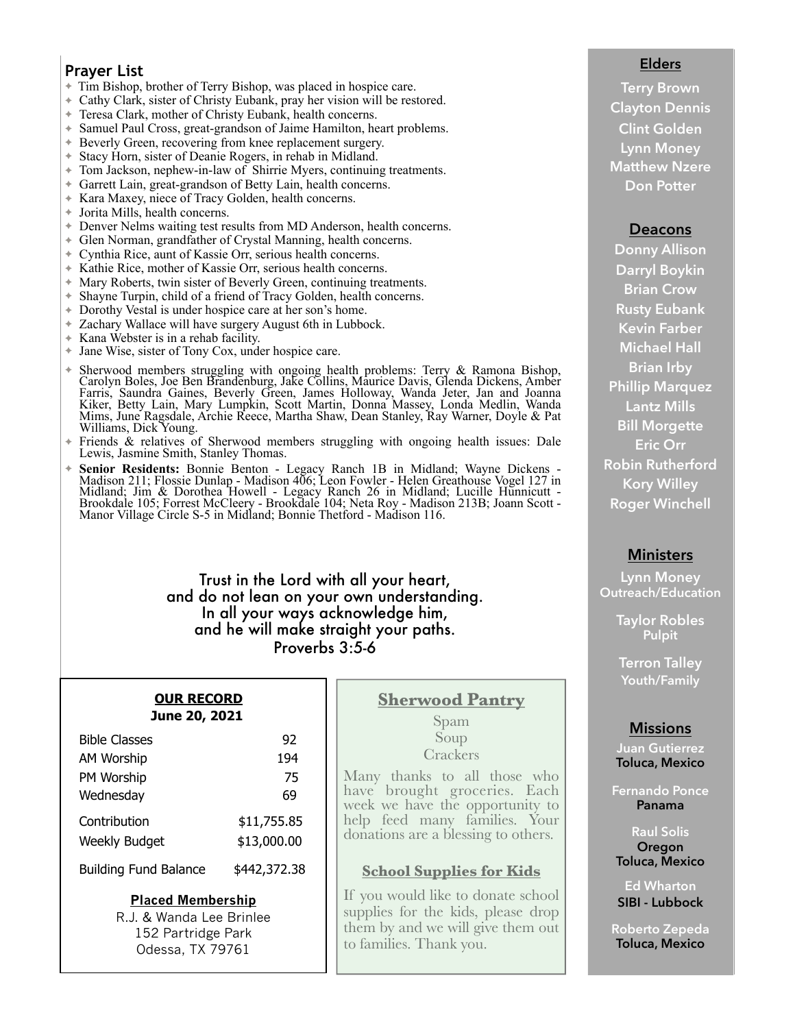## Prayer List

- Tim Bishop, brother of Terry Bishop, was placed in hospice care.
- Cathy Clark, sister of Christy Eubank, pray her vision will be restored.
- Teresa Clark, mother of Christy Eubank, health concerns.
- Samuel Paul Cross, great-grandson of Jaime Hamilton, heart problems.
- Beverly Green, recovering from knee replacement surgery.
- Stacy Horn, sister of Deanie Rogers, in rehab in Midland.
- Tom Jackson, nephew-in-law of Shirrie Myers, continuing treatments.
- Garrett Lain, great-grandson of Betty Lain, health concerns.
- Kara Maxey, niece of Tracy Golden, health concerns.
- Jorita Mills, health concerns.
- Denver Nelms waiting test results from MD Anderson, health concerns.
- Glen Norman, grandfather of Crystal Manning, health concerns.
- Cynthia Rice, aunt of Kassie Orr, serious health concerns.
- Kathie Rice, mother of Kassie Orr, serious health concerns.
- Mary Roberts, twin sister of Beverly Green, continuing treatments.
- Shayne Turpin, child of a friend of Tracy Golden, health concerns.
- Dorothy Vestal is under hospice care at her son's home.
- Zachary Wallace will have surgery August 6th in Lubbock.
- Kana Webster is in a rehab facility.
- Jane Wise, sister of Tony Cox, under hospice care.
- Sherwood members struggling with ongoing health problems: Terry & Ramona Bishop, Carolyn Boles, Joe Ben Brandenburg, Jake Collins, Maurice Davis, Glenda Dickens, Amber Farris, Saundra Gaines, Beverly Green, James Holloway, Wanda Jeter, Jan and Joanna Kiker, Betty Lain, Mary Lumpkin, Scott Martin, Donna Massey, Londa Medlin, Wanda Mims, June Ragsdale, Archie Reece, Martha Shaw, Dean Stanley, Ray Warner, Doyle & Pat Williams, Dick Young.
- Friends & relatives of Sherwood members struggling with ongoing health issues: Dale Lewis, Jasmine Smith, Stanley Thomas.
- **Senior Residents:** Bonnie Benton - Legacy Ranch 1B in Midland; Wayne Dickens - Madison 211; Flossie Dunlap - Madison 406; Leon Fowler - Helen Greathouse Vogel 127 in Midland; Jim & Dorothea Howell - Legacy Ranch 26 in Midland; Lucille Hunnicutt - Brookdale 105; Forrest McCleery - Brookdale 104; Neta Roy - Madison 213B; Joann Scott - Manor Village Circle S-5 in Midland; Bonnie Thetford - Madison 116.

Trust in the Lord with all your heart,
and do not lean on your own understanding.
In all your ways acknowledge him,
and he will make straight your paths.
Proverbs 3:5-6

### OUR RECORD
**June 20, 2021**

| | |
|---|---|
| Bible Classes | 92 |
| AM Worship | 194 |
| PM Worship | 75 |
| Wednesday | 69 |
| Contribution | $11,755.85 |
| Weekly Budget | $13,000.00 |
| Building Fund Balance | $442,372.38 |

**Placed Membership**

R.J. & Wanda Lee Brinlee
152 Partridge Park
Odessa, TX 79761

### Sherwood Pantry

Spam
Soup
Crackers

Many thanks to all those who have brought groceries. Each week we have the opportunity to help feed many families. Your donations are a blessing to others.

### School Supplies for Kids

If you would like to donate school supplies for the kids, please drop them by and we will give them out to families. Thank you.

### Elders

Terry Brown
Clayton Dennis
Clint Golden
Lynn Money
Matthew Nzere
Don Potter

### Deacons

Donny Allison
Darryl Boykin
Brian Crow
Rusty Eubank
Kevin Farber
Michael Hall
Brian Irby
Phillip Marquez
Lantz Mills
Bill Morgette
Eric Orr
Robin Rutherford
Kory Willey
Roger Winchell

### Ministers

Lynn Money
Outreach/Education

Taylor Robles
Pulpit

Terron Talley
Youth/Family

### Missions

Juan Gutierrez
Toluca, Mexico

Fernando Ponce
Panama

Raul Solis
Oregon
Toluca, Mexico

Ed Wharton
SIBI - Lubbock

Roberto Zepeda
Toluca, Mexico